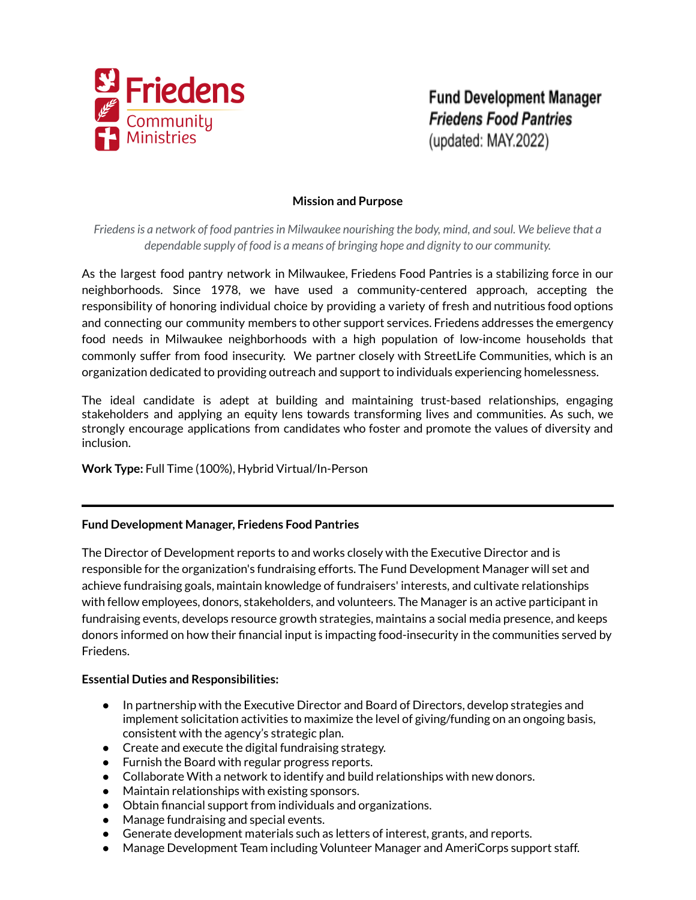# Friedens Community Ministries

**Fund Development Manager**
***Friedens Food Pantries***
(updated: MAY.2022)

**Mission and Purpose**

*Friedens is a network of food pantries in Milwaukee nourishing the body, mind, and soul. We believe that a dependable supply of food is a means of bringing hope and dignity to our community.*

As the largest food pantry network in Milwaukee, Friedens Food Pantries is a stabilizing force in our neighborhoods. Since 1978, we have used a community-centered approach, accepting the responsibility of honoring individual choice by providing a variety of fresh and nutritious food options and connecting our community members to other support services. Friedens addresses the emergency food needs in Milwaukee neighborhoods with a high population of low-income households that commonly suffer from food insecurity. We partner closely with StreetLife Communities, which is an organization dedicated to providing outreach and support to individuals experiencing homelessness.

The ideal candidate is adept at building and maintaining trust-based relationships, engaging stakeholders and applying an equity lens towards transforming lives and communities. As such, we strongly encourage applications from candidates who foster and promote the values of diversity and inclusion.

**Work Type:** Full Time (100%), Hybrid Virtual/In-Person

---

**Fund Development Manager, Friedens Food Pantries**

The Director of Development reports to and works closely with the Executive Director and is responsible for the organization's fundraising efforts. The Fund Development Manager will set and achieve fundraising goals, maintain knowledge of fundraisers' interests, and cultivate relationships with fellow employees, donors, stakeholders, and volunteers. The Manager is an active participant in fundraising events, develops resource growth strategies, maintains a social media presence, and keeps donors informed on how their financial input is impacting food-insecurity in the communities served by Friedens.

**Essential Duties and Responsibilities:**

- In partnership with the Executive Director and Board of Directors, develop strategies and implement solicitation activities to maximize the level of giving/funding on an ongoing basis, consistent with the agency's strategic plan.
- Create and execute the digital fundraising strategy.
- Furnish the Board with regular progress reports.
- Collaborate With a network to identify and build relationships with new donors.
- Maintain relationships with existing sponsors.
- Obtain financial support from individuals and organizations.
- Manage fundraising and special events.
- Generate development materials such as letters of interest, grants, and reports.
- Manage Development Team including Volunteer Manager and AmeriCorps support staff.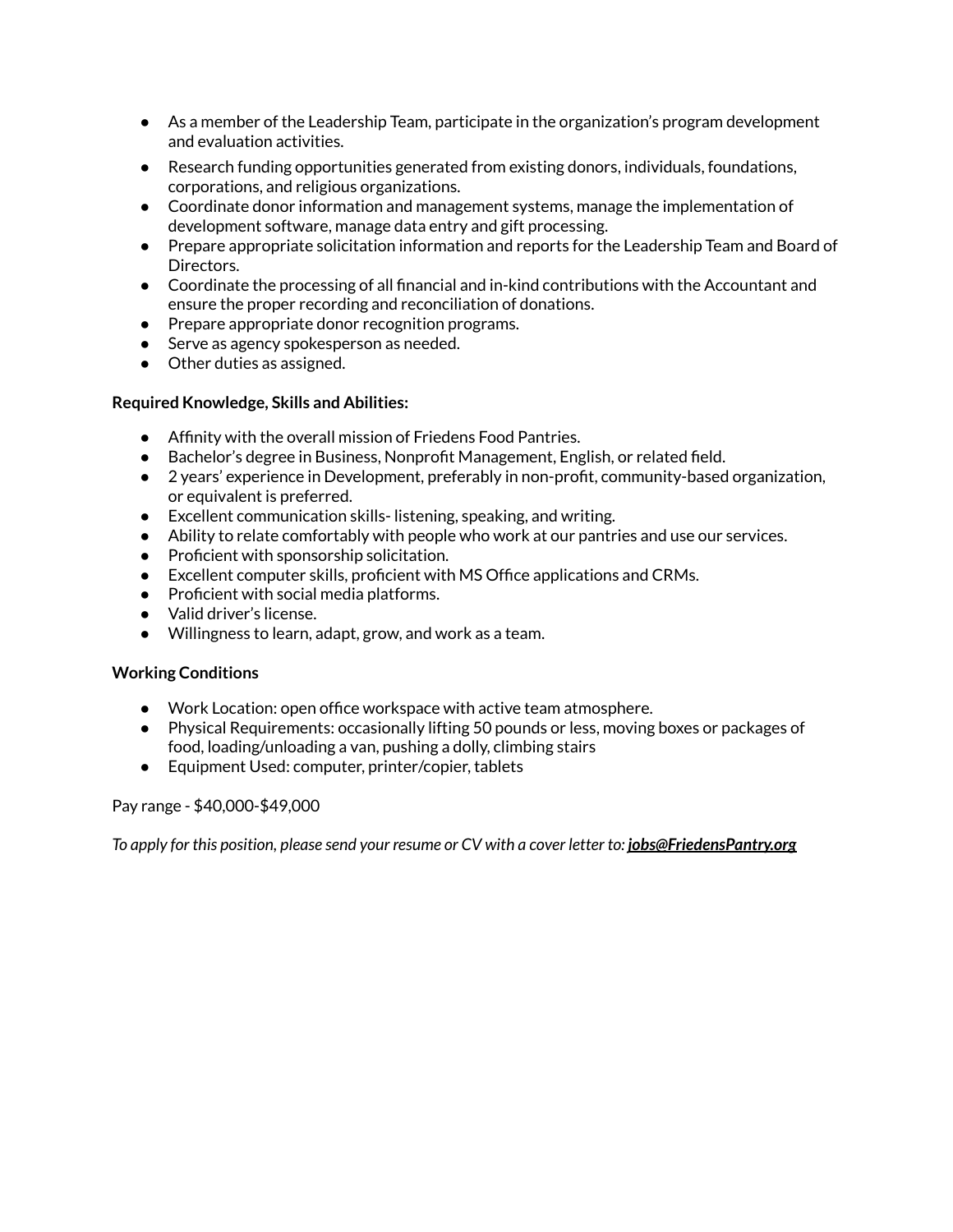- As a member of the Leadership Team, participate in the organization's program development and evaluation activities.
- Research funding opportunities generated from existing donors, individuals, foundations, corporations, and religious organizations.
- Coordinate donor information and management systems, manage the implementation of development software, manage data entry and gift processing.
- Prepare appropriate solicitation information and reports for the Leadership Team and Board of Directors.
- Coordinate the processing of all financial and in-kind contributions with the Accountant and ensure the proper recording and reconciliation of donations.
- Prepare appropriate donor recognition programs.
- Serve as agency spokesperson as needed.
- Other duties as assigned.

**Required Knowledge, Skills and Abilities:**

- Affinity with the overall mission of Friedens Food Pantries.
- Bachelor's degree in Business, Nonprofit Management, English, or related field.
- 2 years' experience in Development, preferably in non-profit, community-based organization, or equivalent is preferred.
- Excellent communication skills- listening, speaking, and writing.
- Ability to relate comfortably with people who work at our pantries and use our services.
- Proficient with sponsorship solicitation.
- Excellent computer skills, proficient with MS Office applications and CRMs.
- Proficient with social media platforms.
- Valid driver's license.
- Willingness to learn, adapt, grow, and work as a team.

**Working Conditions**

- Work Location: open office workspace with active team atmosphere.
- Physical Requirements: occasionally lifting 50 pounds or less, moving boxes or packages of food, loading/unloading a van, pushing a dolly, climbing stairs
- Equipment Used: computer, printer/copier, tablets

Pay range - $40,000-$49,000

*To apply for this position, please send your resume or CV with a cover letter to:* ***jobs@FriedensPantry.org***